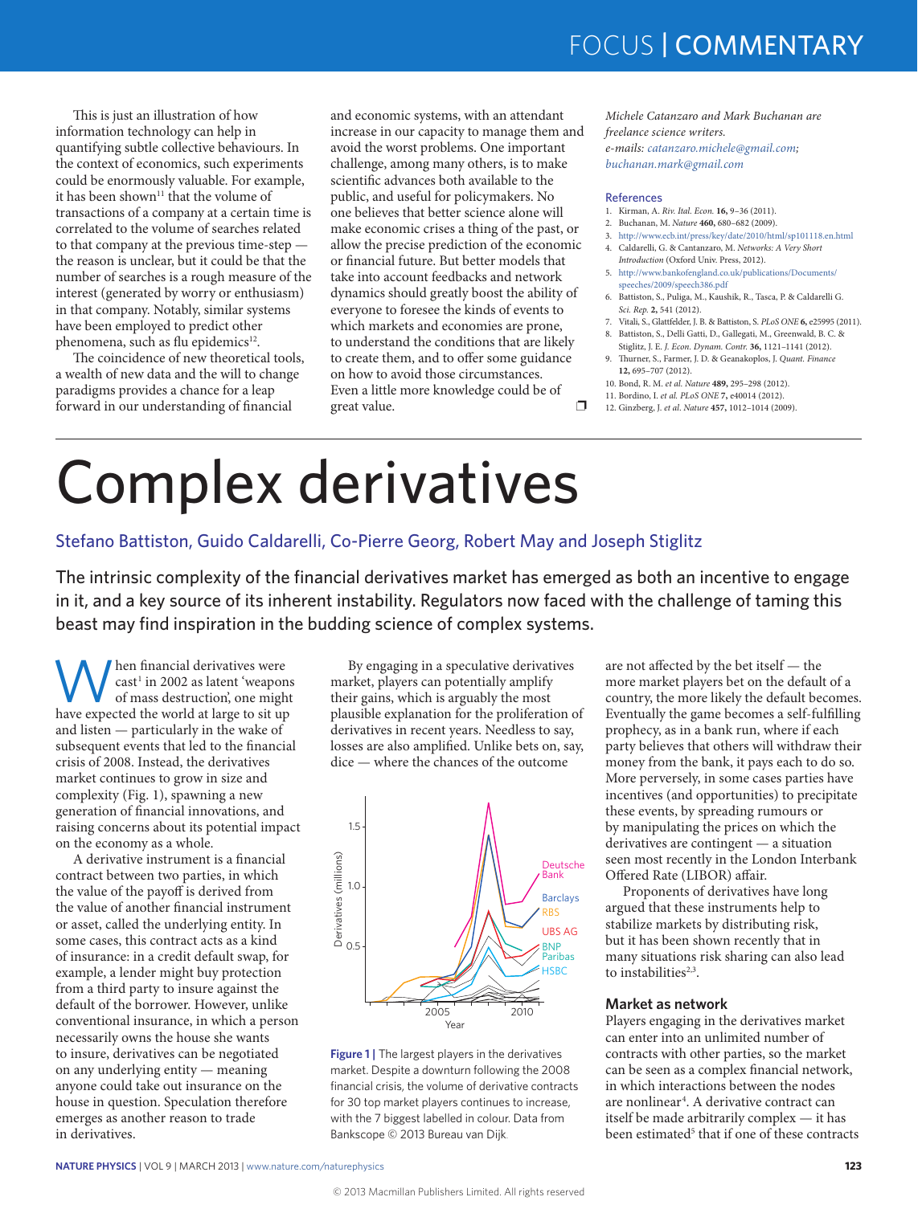This is just an illustration of how information technology can help in quantifying subtle collective behaviours. In the context of economics, such experiments could be enormously valuable. For example, it has been shown[11] that the volume of transactions of a company at a certain time is correlated to the volume of searches related to that company at the previous time-step — the reason is unclear, but it could be that the number of searches is a rough measure of the interest (generated by worry or enthusiasm) in that company. Notably, similar systems have been employed to predict other phenomena, such as flu epidemics[12].

The coincidence of new theoretical tools, a wealth of new data and the will to change paradigms provides a chance for a leap forward in our understanding of financial and economic systems, with an attendant increase in our capacity to manage them and avoid the worst problems. One important challenge, among many others, is to make scientific advances both available to the public, and useful for policymakers. No one believes that better science alone will make economic crises a thing of the past, or allow the precise prediction of the economic or financial future. But better models that take into account feedbacks and network dynamics should greatly boost the ability of everyone to foresee the kinds of events to which markets and economies are prone, to understand the conditions that are likely to create them, and to offer some guidance on how to avoid those circumstances. Even a little more knowledge could be of great value. ❐

*Michele Catanzaro and Mark Buchanan are freelance science writers.*
*e-mails: catanzaro.michele@gmail.com; buchanan.mark@gmail.com*

### References

1. Kirman, A. *Riv. Ital. Econ.* **16,** 9–36 (2011).
2. Buchanan, M. *Nature* **460,** 680–682 (2009).
3. http://www.ecb.int/press/key/date/2010/html/sp101118.en.html
4. Caldarelli, G. & Cantanzaro, M. *Networks: A Very Short Introduction* (Oxford Univ. Press, 2012).
5. http://www.bankofengland.co.uk/publications/Documents/speeches/2009/speech386.pdf
6. Battiston, S., Puliga, M., Kaushik, R., Tasca, P. & Caldarelli G. *Sci. Rep.* **2,** 541 (2012).
7. Vitali, S., Glattfelder, J. B. & Battiston, S. *PLoS ONE* **6,** e25995 (2011).
8. Battiston, S., Delli Gatti, D., Gallegati, M., Greenwald, B. C. & Stiglitz, J. E. *J. Econ. Dynam. Contr.* **36,** 1121–1141 (2012).
9. Thurner, S., Farmer, J. D. & Geanakoplos, J. *Quant. Finance* **12,** 695–707 (2012).
10. Bond, R. M. *et al. Nature* **489,** 295–298 (2012).
11. Bordino, I. *et al. PLoS ONE* **7,** e40014 (2012).
12. Ginzberg, J. *et al. Nature* **457,** 1012–1014 (2009).

---

# Complex derivatives

**Stefano Battiston, Guido Caldarelli, Co-Pierre Georg, Robert May and Joseph Stiglitz**

**The intrinsic complexity of the financial derivatives market has emerged as both an incentive to engage in it, and a key source of its inherent instability. Regulators now faced with the challenge of taming this beast may find inspiration in the budding science of complex systems.**

When financial derivatives were cast[1] in 2002 as latent 'weapons of mass destruction', one might have expected the world at large to sit up and listen — particularly in the wake of subsequent events that led to the financial crisis of 2008. Instead, the derivatives market continues to grow in size and complexity (Fig. 1), spawning a new generation of financial innovations, and raising concerns about its potential impact on the economy as a whole.

A derivative instrument is a financial contract between two parties, in which the value of the payoff is derived from the value of another financial instrument or asset, called the underlying entity. In some cases, this contract acts as a kind of insurance: in a credit default swap, for example, a lender might buy protection from a third party to insure against the default of the borrower. However, unlike conventional insurance, in which a person necessarily owns the house she wants to insure, derivatives can be negotiated on any underlying entity — meaning anyone could take out insurance on the house in question. Speculation therefore emerges as another reason to trade in derivatives.

By engaging in a speculative derivatives market, players can potentially amplify their gains, which is arguably the most plausible explanation for the proliferation of derivatives in recent years. Needless to say, losses are also amplified. Unlike bets on, say, dice — where the chances of the outcome are not affected by the bet itself — the more market players bet on the default of a country, the more likely the default becomes. Eventually the game becomes a self-fulfilling prophecy, as in a bank run, where if each party believes that others will withdraw their money from the bank, it pays each to do so. More perversely, in some cases parties have incentives (and opportunities) to precipitate these events, by spreading rumours or by manipulating the prices on which the derivatives are contingent — a situation seen most recently in the London Interbank Offered Rate (LIBOR) affair.

**Figure 1 |** The largest players in the derivatives market. Despite a downturn following the 2008 financial crisis, the volume of derivative contracts for 30 top market players continues to increase, with the 7 biggest labelled in colour. Data from Bankscope © 2013 Bureau van Dijk.

Proponents of derivatives have long argued that these instruments help to stabilize markets by distributing risk, but it has been shown recently that in many situations risk sharing can also lead to instabilities[2,3].

### Market as network

Players engaging in the derivatives market can enter into an unlimited number of contracts with other parties, so the market can be seen as a complex financial network, in which interactions between the nodes are nonlinear[4]. A derivative contract can itself be made arbitrarily complex — it has been estimated[5] that if one of these contracts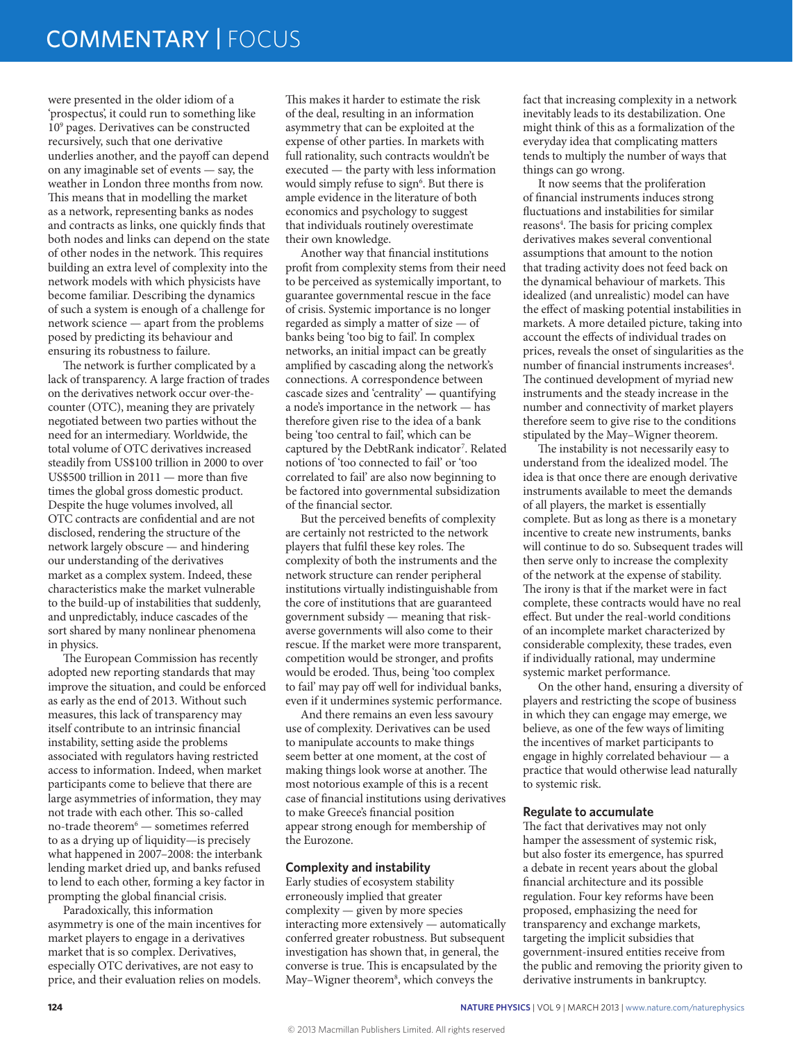were presented in the older idiom of a 'prospectus', it could run to something like $10^9$ pages. Derivatives can be constructed recursively, such that one derivative underlies another, and the payoff can depend on any imaginable set of events — say, the weather in London three months from now. This means that in modelling the market as a network, representing banks as nodes and contracts as links, one quickly finds that both nodes and links can depend on the state of other nodes in the network. This requires building an extra level of complexity into the network models with which physicists have become familiar. Describing the dynamics of such a system is enough of a challenge for network science — apart from the problems posed by predicting its behaviour and ensuring its robustness to failure.

The network is further complicated by a lack of transparency. A large fraction of trades on the derivatives network occur over-the-counter (OTC), meaning they are privately negotiated between two parties without the need for an intermediary. Worldwide, the total volume of OTC derivatives increased steadily from US$100 trillion in 2000 to over US$500 trillion in 2011 — more than five times the global gross domestic product. Despite the huge volumes involved, all OTC contracts are confidential and are not disclosed, rendering the structure of the network largely obscure — and hindering our understanding of the derivatives market as a complex system. Indeed, these characteristics make the market vulnerable to the build-up of instabilities that suddenly, and unpredictably, induce cascades of the sort shared by many nonlinear phenomena in physics.

The European Commission has recently adopted new reporting standards that may improve the situation, and could be enforced as early as the end of 2013. Without such measures, this lack of transparency may itself contribute to an intrinsic financial instability, setting aside the problems associated with regulators having restricted access to information. Indeed, when market participants come to believe that there are large asymmetries of information, they may not trade with each other. This so-called no-trade theorem[6] — sometimes referred to as a drying up of liquidity—is precisely what happened in 2007–2008: the interbank lending market dried up, and banks refused to lend to each other, forming a key factor in prompting the global financial crisis.

Paradoxically, this information asymmetry is one of the main incentives for market players to engage in a derivatives market that is so complex. Derivatives, especially OTC derivatives, are not easy to price, and their evaluation relies on models. This makes it harder to estimate the risk of the deal, resulting in an information asymmetry that can be exploited at the expense of other parties. In markets with full rationality, such contracts wouldn't be executed — the party with less information would simply refuse to sign[6]. But there is ample evidence in the literature of both economics and psychology to suggest that individuals routinely overestimate their own knowledge.

Another way that financial institutions profit from complexity stems from their need to be perceived as systemically important, to guarantee governmental rescue in the face of crisis. Systemic importance is no longer regarded as simply a matter of size — of banks being 'too big to fail'. In complex networks, an initial impact can be greatly amplified by cascading along the network's connections. A correspondence between cascade sizes and 'centrality' — quantifying a node's importance in the network — has therefore given rise to the idea of a bank being 'too central to fail', which can be captured by the DebtRank indicator[7]. Related notions of 'too connected to fail' or 'too correlated to fail' are also now beginning to be factored into governmental subsidization of the financial sector.

But the perceived benefits of complexity are certainly not restricted to the network players that fulfil these key roles. The complexity of both the instruments and the network structure can render peripheral institutions virtually indistinguishable from the core of institutions that are guaranteed government subsidy — meaning that risk-averse governments will also come to their rescue. If the market were more transparent, competition would be stronger, and profits would be eroded. Thus, being 'too complex to fail' may pay off well for individual banks, even if it undermines systemic performance.

And there remains an even less savoury use of complexity. Derivatives can be used to manipulate accounts to make things seem better at one moment, at the cost of making things look worse at another. The most notorious example of this is a recent case of financial institutions using derivatives to make Greece's financial position appear strong enough for membership of the Eurozone.

### Complexity and instability

Early studies of ecosystem stability erroneously implied that greater complexity — given by more species interacting more extensively — automatically conferred greater robustness. But subsequent investigation has shown that, in general, the converse is true. This is encapsulated by the May–Wigner theorem[8], which conveys the fact that increasing complexity in a network inevitably leads to its destabilization. One might think of this as a formalization of the everyday idea that complicating matters tends to multiply the number of ways that things can go wrong.

It now seems that the proliferation of financial instruments induces strong fluctuations and instabilities for similar reasons[4]. The basis for pricing complex derivatives makes several conventional assumptions that amount to the notion that trading activity does not feed back on the dynamical behaviour of markets. This idealized (and unrealistic) model can have the effect of masking potential instabilities in markets. A more detailed picture, taking into account the effects of individual trades on prices, reveals the onset of singularities as the number of financial instruments increases[4]. The continued development of myriad new instruments and the steady increase in the number and connectivity of market players therefore seem to give rise to the conditions stipulated by the May–Wigner theorem.

The instability is not necessarily easy to understand from the idealized model. The idea is that once there are enough derivative instruments available to meet the demands of all players, the market is essentially complete. But as long as there is a monetary incentive to create new instruments, banks will continue to do so. Subsequent trades will then serve only to increase the complexity of the network at the expense of stability. The irony is that if the market were in fact complete, these contracts would have no real effect. But under the real-world conditions of an incomplete market characterized by considerable complexity, these trades, even if individually rational, may undermine systemic market performance.

On the other hand, ensuring a diversity of players and restricting the scope of business in which they can engage may emerge, we believe, as one of the few ways of limiting the incentives of market participants to engage in highly correlated behaviour — a practice that would otherwise lead naturally to systemic risk.

### Regulate to accumulate

The fact that derivatives may not only hamper the assessment of systemic risk, but also foster its emergence, has spurred a debate in recent years about the global financial architecture and its possible regulation. Four key reforms have been proposed, emphasizing the need for transparency and exchange markets, targeting the implicit subsidies that government-insured entities receive from the public and removing the priority given to derivative instruments in bankruptcy.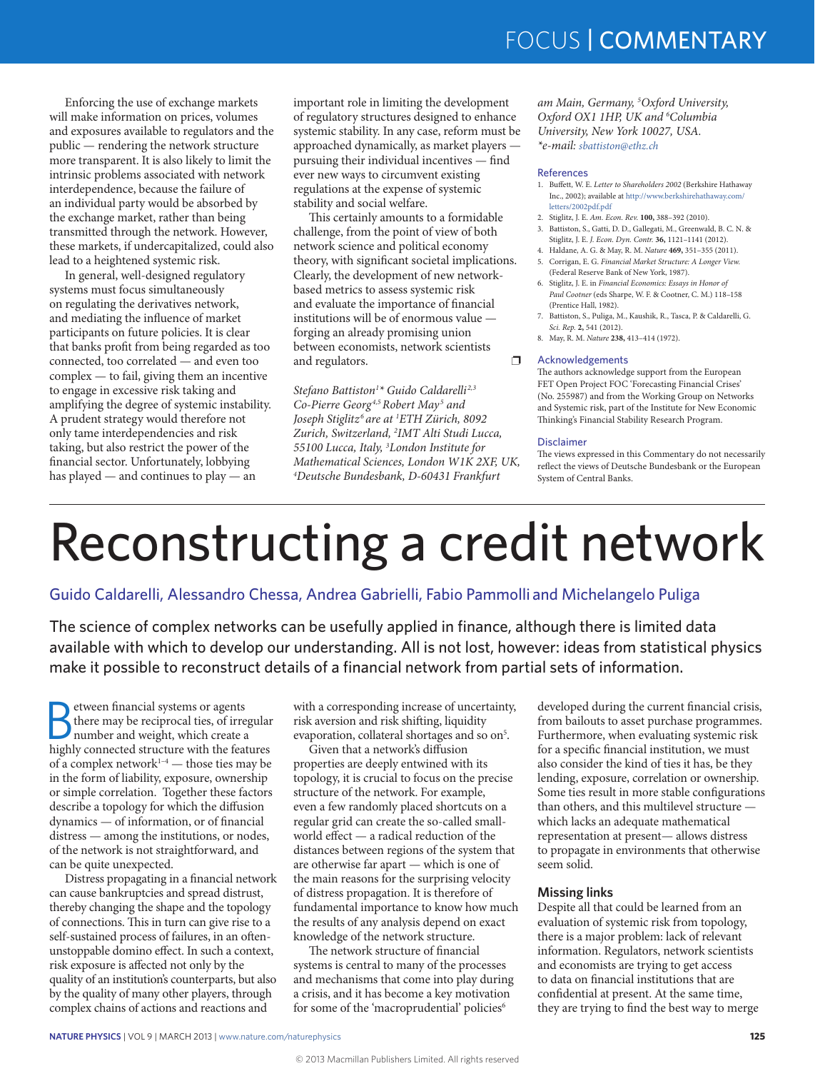Enforcing the use of exchange markets will make information on prices, volumes and exposures available to regulators and the public — rendering the network structure more transparent. It is also likely to limit the intrinsic problems associated with network interdependence, because the failure of an individual party would be absorbed by the exchange market, rather than being transmitted through the network. However, these markets, if undercapitalized, could also lead to a heightened systemic risk.

In general, well-designed regulatory systems must focus simultaneously on regulating the derivatives network, and mediating the influence of market participants on future policies. It is clear that banks profit from being regarded as too connected, too correlated — and even too complex — to fail, giving them an incentive to engage in excessive risk taking and amplifying the degree of systemic instability. A prudent strategy would therefore not only tame interdependencies and risk taking, but also restrict the power of the financial sector. Unfortunately, lobbying has played — and continues to play — an important role in limiting the development of regulatory structures designed to enhance systemic stability. In any case, reform must be approached dynamically, as market players — pursuing their individual incentives — find ever new ways to circumvent existing regulations at the expense of systemic stability and social welfare.

This certainly amounts to a formidable challenge, from the point of view of both network science and political economy theory, with significant societal implications. Clearly, the development of new network-based metrics to assess systemic risk and evaluate the importance of financial institutions will be of enormous value — forging an already promising union between economists, network scientists and regulators. ❒

*Stefano Battiston[1]\* Guido Caldarelli[2,3] Co-Pierre Georg[4,5] Robert May[5] and Joseph Stiglitz[6] are at [1]ETH Zürich, 8092 Zurich, Switzerland, [2]IMT Alti Studi Lucca, 55100 Lucca, Italy, [3]London Institute for Mathematical Sciences, London W1K 2XF, UK, [4]Deutsche Bundesbank, D-60431 Frankfurt am Main, Germany, [5]Oxford University, Oxford OX1 1HP, UK and [6]Columbia University, New York 10027, USA.*
*\*e-mail: sbattiston@ethz.ch*

### References

1. Buffett, W. E. *Letter to Shareholders 2002* (Berkshire Hathaway Inc., 2002); available at http://www.berkshirehathaway.com/letters/2002pdf.pdf
2. Stiglitz, J. E. *Am. Econ. Rev.* **100,** 388–392 (2010).
3. Battiston, S., Gatti, D. D., Gallegati, M., Greenwald, B. C. N. & Stiglitz, J. E. *J. Econ. Dyn. Contr.* **36,** 1121–1141 (2012).
4. Haldane, A. G. & May, R. M. *Nature* **469,** 351–355 (2011).
5. Corrigan, E. G. *Financial Market Structure: A Longer View.* (Federal Reserve Bank of New York, 1987).
6. Stiglitz, J. E. in *Financial Economics: Essays in Honor of Paul Cootner* (eds Sharpe, W. F. & Cootner, C. M.) 118–158 (Prentice Hall, 1982).
7. Battiston, S., Puliga, M., Kaushik, R., Tasca, P. & Caldarelli, G. *Sci. Rep.* **2,** 541 (2012).
8. May, R. M. *Nature* **238,** 413–414 (1972).

### Acknowledgements

The authors acknowledge support from the European FET Open Project FOC 'Forecasting Financial Crises' (No. 255987) and from the Working Group on Networks and Systemic risk, part of the Institute for New Economic Thinking's Financial Stability Research Program.

### Disclaimer

The views expressed in this Commentary do not necessarily reflect the views of Deutsche Bundesbank or the European System of Central Banks.

# Reconstructing a credit network

Guido Caldarelli, Alessandro Chessa, Andrea Gabrielli, Fabio Pammolli and Michelangelo Puliga

**The science of complex networks can be usefully applied in finance, although there is limited data available with which to develop our understanding. All is not lost, however: ideas from statistical physics make it possible to reconstruct details of a financial network from partial sets of information.**

Between financial systems or agents there may be reciprocal ties, of irregular number and weight, which create a highly connected structure with the features of a complex network[1–4] — those ties may be in the form of liability, exposure, ownership or simple correlation. Together these factors describe a topology for which the diffusion dynamics — of information, or of financial distress — among the institutions, or nodes, of the network is not straightforward, and can be quite unexpected.

Distress propagating in a financial network can cause bankruptcies and spread distrust, thereby changing the shape and the topology of connections. This in turn can give rise to a self-sustained process of failures, in an often-unstoppable domino effect. In such a context, risk exposure is affected not only by the quality of an institution's counterparts, but also by the quality of many other players, through complex chains of actions and reactions and with a corresponding increase of uncertainty, risk aversion and risk shifting, liquidity evaporation, collateral shortages and so on[5].

Given that a network's diffusion properties are deeply entwined with its topology, it is crucial to focus on the precise structure of the network. For example, even a few randomly placed shortcuts on a regular grid can create the so-called small-world effect — a radical reduction of the distances between regions of the system that are otherwise far apart — which is one of the main reasons for the surprising velocity of distress propagation. It is therefore of fundamental importance to know how much the results of any analysis depend on exact knowledge of the network structure.

The network structure of financial systems is central to many of the processes and mechanisms that come into play during a crisis, and it has become a key motivation for some of the 'macroprudential' policies[6] developed during the current financial crisis, from bailouts to asset purchase programmes. Furthermore, when evaluating systemic risk for a specific financial institution, we must also consider the kind of ties it has, be they lending, exposure, correlation or ownership. Some ties result in more stable configurations than others, and this multilevel structure — which lacks an adequate mathematical representation at present— allows distress to propagate in environments that otherwise seem solid.

## Missing links

Despite all that could be learned from an evaluation of systemic risk from topology, there is a major problem: lack of relevant information. Regulators, network scientists and economists are trying to get access to data on financial institutions that are confidential at present. At the same time, they are trying to find the best way to merge